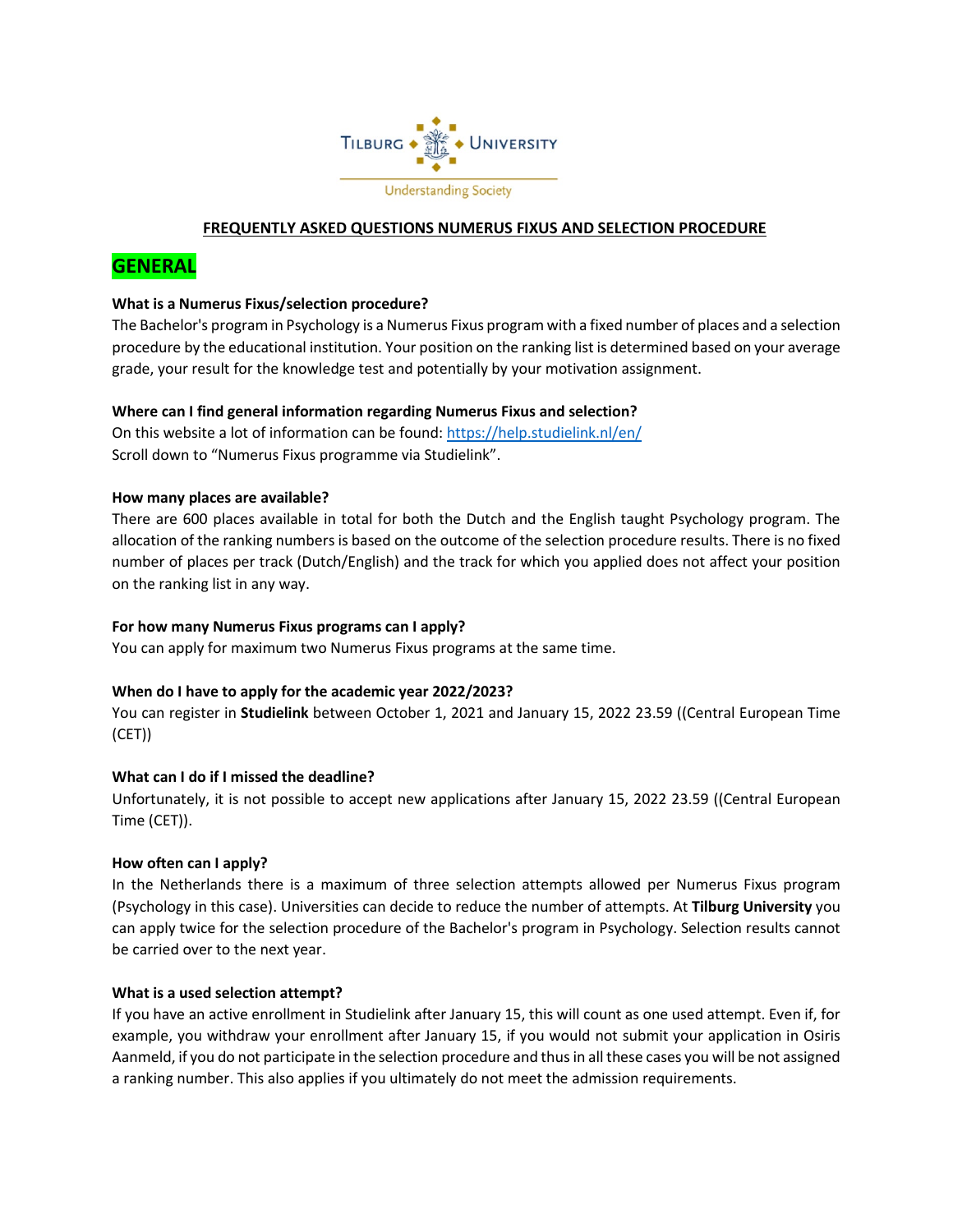**FREQUENTLY ASKED QUESTIONS NUMERUS FIXUS AND SELECTION PROCEDURE**

# GENERAL

**What is a Numerus Fixus/selection procedure?**

The Bachelor's program in Psychology is a Numerus Fixus program with a fixed number of places and a selection procedure by the educational institution. Your position on the ranking list is determined based on your average grade, your result for the knowledge test and potentially by your motivation assignment.

**Where can I find general information regarding Numerus Fixus and selection?**

On this website a lot of information can be found: https://help.studielink.nl/en/
Scroll down to "Numerus Fixus programme via Studielink".

**How many places are available?**

There are 600 places available in total for both the Dutch and the English taught Psychology program. The allocation of the ranking numbers is based on the outcome of the selection procedure results. There is no fixed number of places per track (Dutch/English) and the track for which you applied does not affect your position on the ranking list in any way.

**For how many Numerus Fixus programs can I apply?**

You can apply for maximum two Numerus Fixus programs at the same time.

**When do I have to apply for the academic year 2022/2023?**

You can register in **Studielink** between October 1, 2021 and January 15, 2022 23.59 ((Central European Time (CET))

**What can I do if I missed the deadline?**

Unfortunately, it is not possible to accept new applications after January 15, 2022 23.59 ((Central European Time (CET)).

**How often can I apply?**

In the Netherlands there is a maximum of three selection attempts allowed per Numerus Fixus program (Psychology in this case). Universities can decide to reduce the number of attempts. At **Tilburg University** you can apply twice for the selection procedure of the Bachelor's program in Psychology. Selection results cannot be carried over to the next year.

**What is a used selection attempt?**

If you have an active enrollment in Studielink after January 15, this will count as one used attempt. Even if, for example, you withdraw your enrollment after January 15, if you would not submit your application in Osiris Aanmeld, if you do not participate in the selection procedure and thus in all these cases you will be not assigned a ranking number. This also applies if you ultimately do not meet the admission requirements.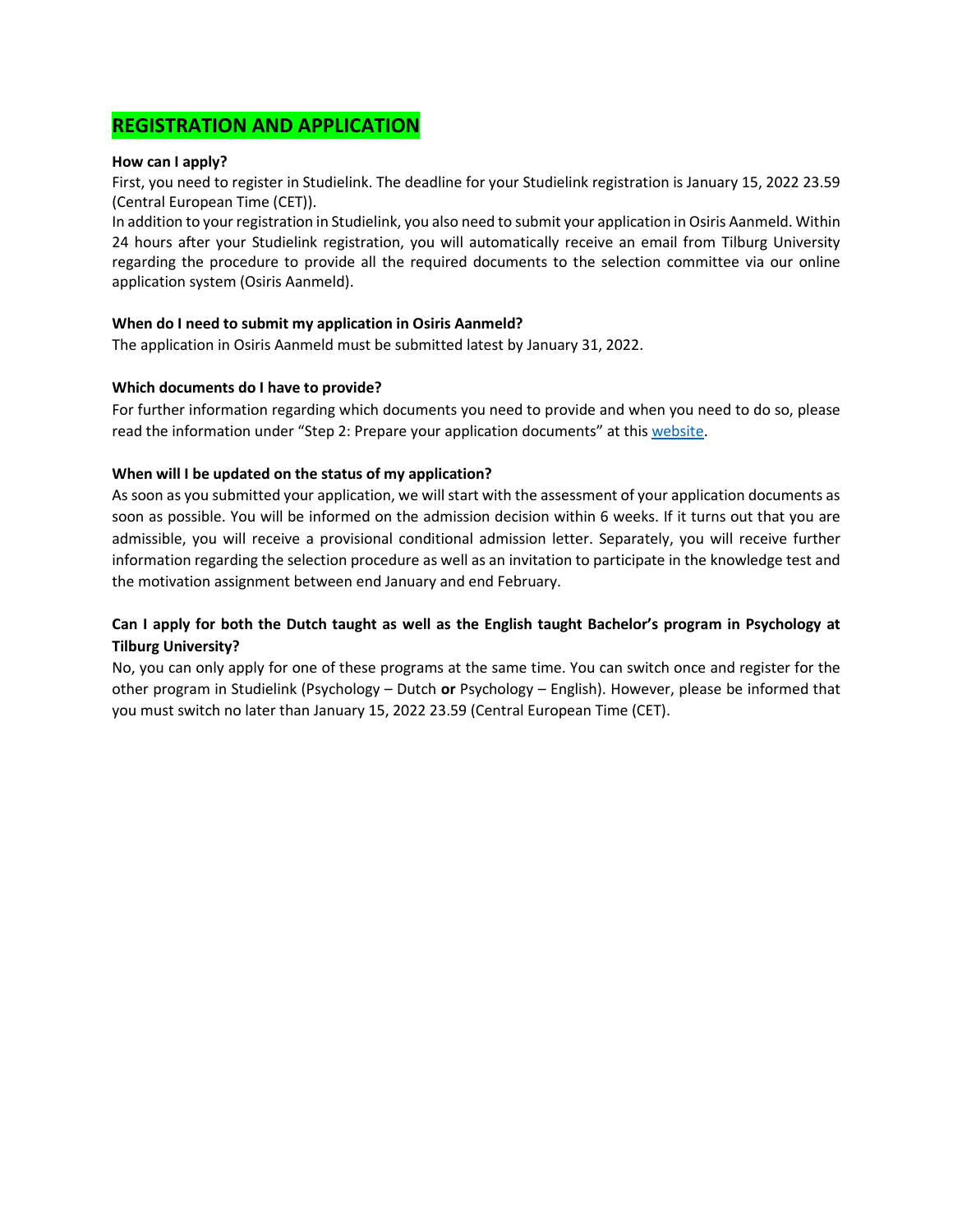## REGISTRATION AND APPLICATION

**How can I apply?**

First, you need to register in Studielink. The deadline for your Studielink registration is January 15, 2022 23.59 (Central European Time (CET)).

In addition to your registration in Studielink, you also need to submit your application in Osiris Aanmeld. Within 24 hours after your Studielink registration, you will automatically receive an email from Tilburg University regarding the procedure to provide all the required documents to the selection committee via our online application system (Osiris Aanmeld).

**When do I need to submit my application in Osiris Aanmeld?**

The application in Osiris Aanmeld must be submitted latest by January 31, 2022.

**Which documents do I have to provide?**

For further information regarding which documents you need to provide and when you need to do so, please read the information under "Step 2: Prepare your application documents" at this website.

**When will I be updated on the status of my application?**

As soon as you submitted your application, we will start with the assessment of your application documents as soon as possible. You will be informed on the admission decision within 6 weeks. If it turns out that you are admissible, you will receive a provisional conditional admission letter. Separately, you will receive further information regarding the selection procedure as well as an invitation to participate in the knowledge test and the motivation assignment between end January and end February.

**Can I apply for both the Dutch taught as well as the English taught Bachelor's program in Psychology at Tilburg University?**

No, you can only apply for one of these programs at the same time. You can switch once and register for the other program in Studielink (Psychology – Dutch **or** Psychology – English). However, please be informed that you must switch no later than January 15, 2022 23.59 (Central European Time (CET).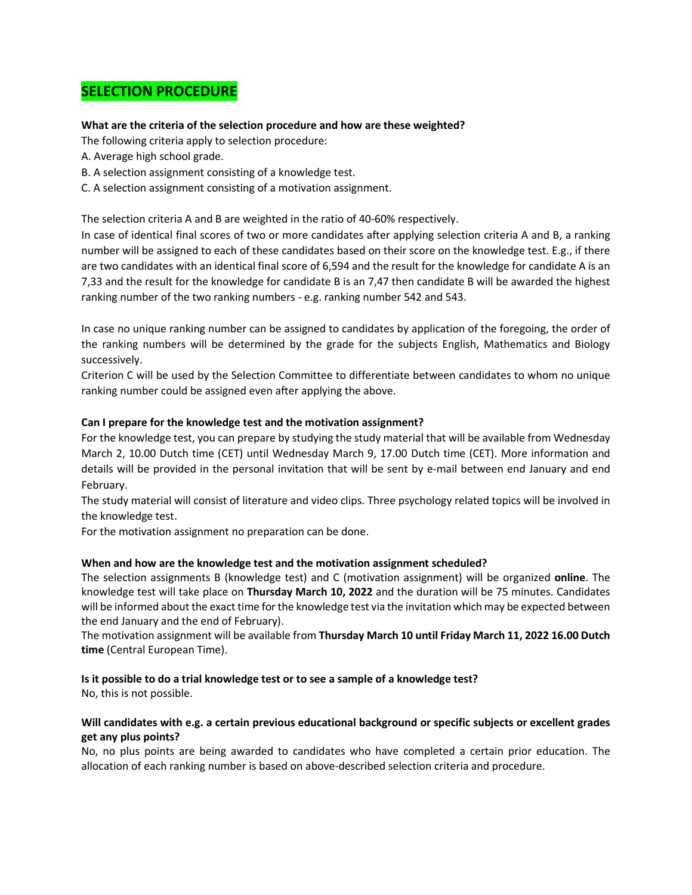## SELECTION PROCEDURE

**What are the criteria of the selection procedure and how are these weighted?**

The following criteria apply to selection procedure:

A. Average high school grade.
B. A selection assignment consisting of a knowledge test.
C. A selection assignment consisting of a motivation assignment.

The selection criteria A and B are weighted in the ratio of 40-60% respectively.

In case of identical final scores of two or more candidates after applying selection criteria A and B, a ranking number will be assigned to each of these candidates based on their score on the knowledge test. E.g., if there are two candidates with an identical final score of 6,594 and the result for the knowledge for candidate A is an 7,33 and the result for the knowledge for candidate B is an 7,47 then candidate B will be awarded the highest ranking number of the two ranking numbers - e.g. ranking number 542 and 543.

In case no unique ranking number can be assigned to candidates by application of the foregoing, the order of the ranking numbers will be determined by the grade for the subjects English, Mathematics and Biology successively.

Criterion C will be used by the Selection Committee to differentiate between candidates to whom no unique ranking number could be assigned even after applying the above.

**Can I prepare for the knowledge test and the motivation assignment?**

For the knowledge test, you can prepare by studying the study material that will be available from Wednesday March 2, 10.00 Dutch time (CET) until Wednesday March 9, 17.00 Dutch time (CET). More information and details will be provided in the personal invitation that will be sent by e-mail between end January and end February.

The study material will consist of literature and video clips. Three psychology related topics will be involved in the knowledge test.

For the motivation assignment no preparation can be done.

**When and how are the knowledge test and the motivation assignment scheduled?**

The selection assignments B (knowledge test) and C (motivation assignment) will be organized **online**. The knowledge test will take place on **Thursday March 10, 2022** and the duration will be 75 minutes. Candidates will be informed about the exact time for the knowledge test via the invitation which may be expected between the end January and the end of February).

The motivation assignment will be available from **Thursday March 10 until Friday March 11, 2022 16.00 Dutch time** (Central European Time).

**Is it possible to do a trial knowledge test or to see a sample of a knowledge test?**

No, this is not possible.

**Will candidates with e.g. a certain previous educational background or specific subjects or excellent grades get any plus points?**

No, no plus points are being awarded to candidates who have completed a certain prior education. The allocation of each ranking number is based on above-described selection criteria and procedure.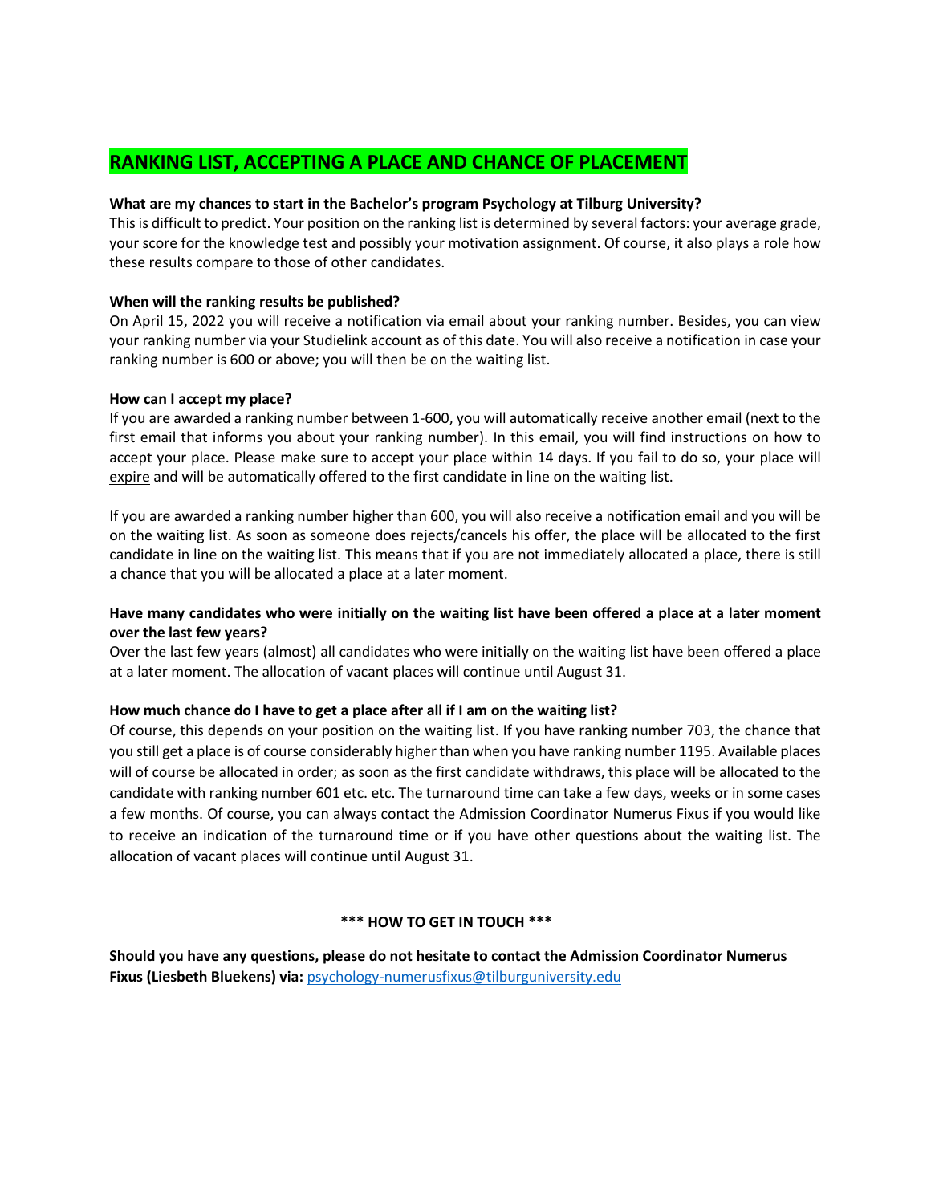## RANKING LIST, ACCEPTING A PLACE AND CHANCE OF PLACEMENT

**What are my chances to start in the Bachelor's program Psychology at Tilburg University?**
This is difficult to predict. Your position on the ranking list is determined by several factors: your average grade, your score for the knowledge test and possibly your motivation assignment. Of course, it also plays a role how these results compare to those of other candidates.

**When will the ranking results be published?**
On April 15, 2022 you will receive a notification via email about your ranking number. Besides, you can view your ranking number via your Studielink account as of this date. You will also receive a notification in case your ranking number is 600 or above; you will then be on the waiting list.

**How can I accept my place?**
If you are awarded a ranking number between 1-600, you will automatically receive another email (next to the first email that informs you about your ranking number). In this email, you will find instructions on how to accept your place. Please make sure to accept your place within 14 days. If you fail to do so, your place will expire and will be automatically offered to the first candidate in line on the waiting list.

If you are awarded a ranking number higher than 600, you will also receive a notification email and you will be on the waiting list. As soon as someone does rejects/cancels his offer, the place will be allocated to the first candidate in line on the waiting list. This means that if you are not immediately allocated a place, there is still a chance that you will be allocated a place at a later moment.

**Have many candidates who were initially on the waiting list have been offered a place at a later moment over the last few years?**
Over the last few years (almost) all candidates who were initially on the waiting list have been offered a place at a later moment. The allocation of vacant places will continue until August 31.

**How much chance do I have to get a place after all if I am on the waiting list?**
Of course, this depends on your position on the waiting list. If you have ranking number 703, the chance that you still get a place is of course considerably higher than when you have ranking number 1195. Available places will of course be allocated in order; as soon as the first candidate withdraws, this place will be allocated to the candidate with ranking number 601 etc. etc. The turnaround time can take a few days, weeks or in some cases a few months. Of course, you can always contact the Admission Coordinator Numerus Fixus if you would like to receive an indication of the turnaround time or if you have other questions about the waiting list. The allocation of vacant places will continue until August 31.

**\*\*\* HOW TO GET IN TOUCH \*\*\***

**Should you have any questions, please do not hesitate to contact the Admission Coordinator Numerus Fixus (Liesbeth Bluekens) via:** psychology-numerusfixus@tilburguniversity.edu